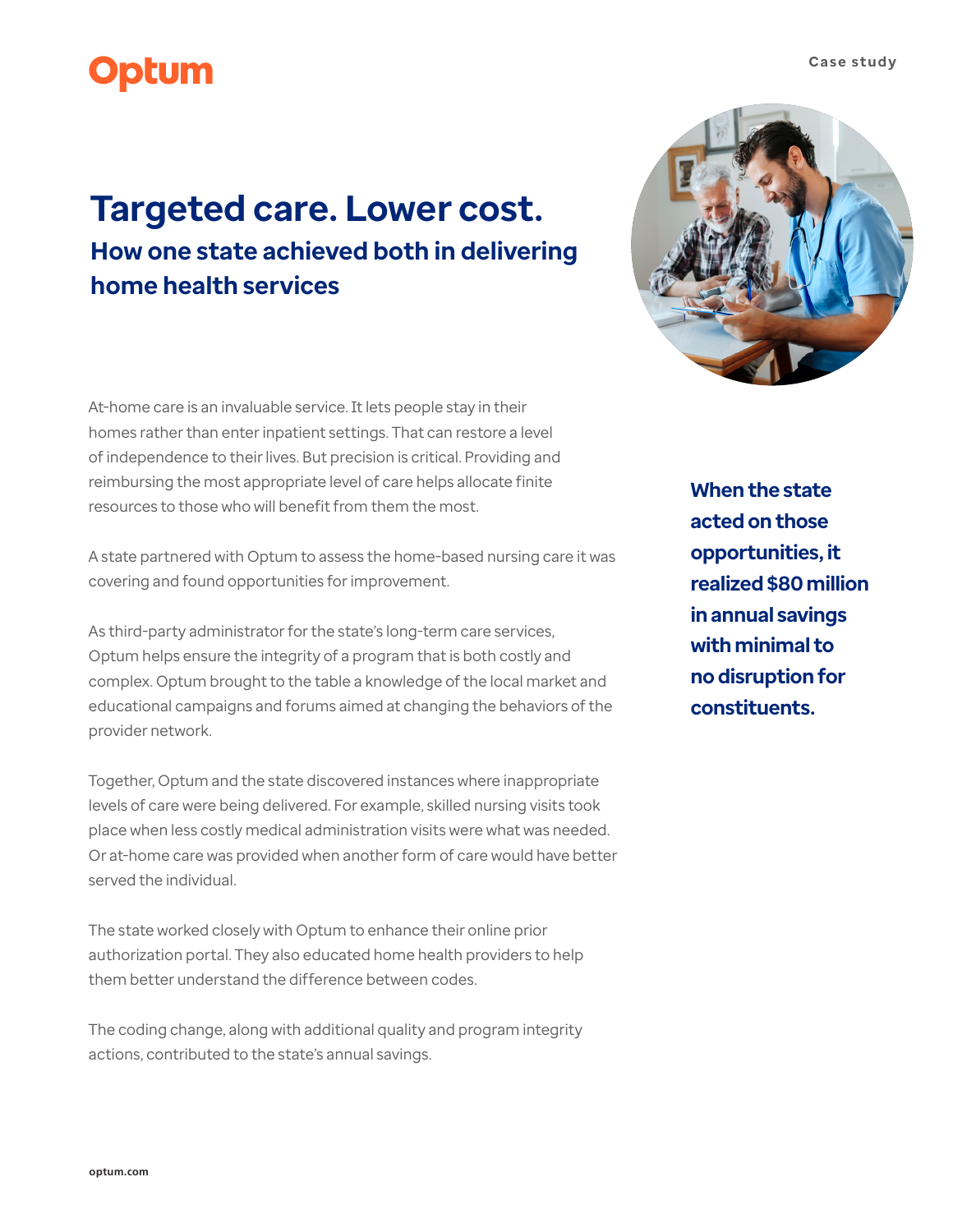Optum

Case study

# Targeted care. Lower cost.

## How one state achieved both in delivering home health services

At-home care is an invaluable service. It lets people stay in their homes rather than enter inpatient settings. That can restore a level of independence to their lives. But precision is critical. Providing and reimbursing the most appropriate level of care helps allocate finite resources to those who will benefit from them the most.

A state partnered with Optum to assess the home-based nursing care it was covering and found opportunities for improvement.

**When the state acted on those opportunities, it realized $80 million in annual savings with minimal to no disruption for constituents.**

As third-party administrator for the state's long-term care services, Optum helps ensure the integrity of a program that is both costly and complex. Optum brought to the table a knowledge of the local market and educational campaigns and forums aimed at changing the behaviors of the provider network.

Together, Optum and the state discovered instances where inappropriate levels of care were being delivered. For example, skilled nursing visits took place when less costly medical administration visits were what was needed. Or at-home care was provided when another form of care would have better served the individual.

The state worked closely with Optum to enhance their online prior authorization portal. They also educated home health providers to help them better understand the difference between codes.

The coding change, along with additional quality and program integrity actions, contributed to the state's annual savings.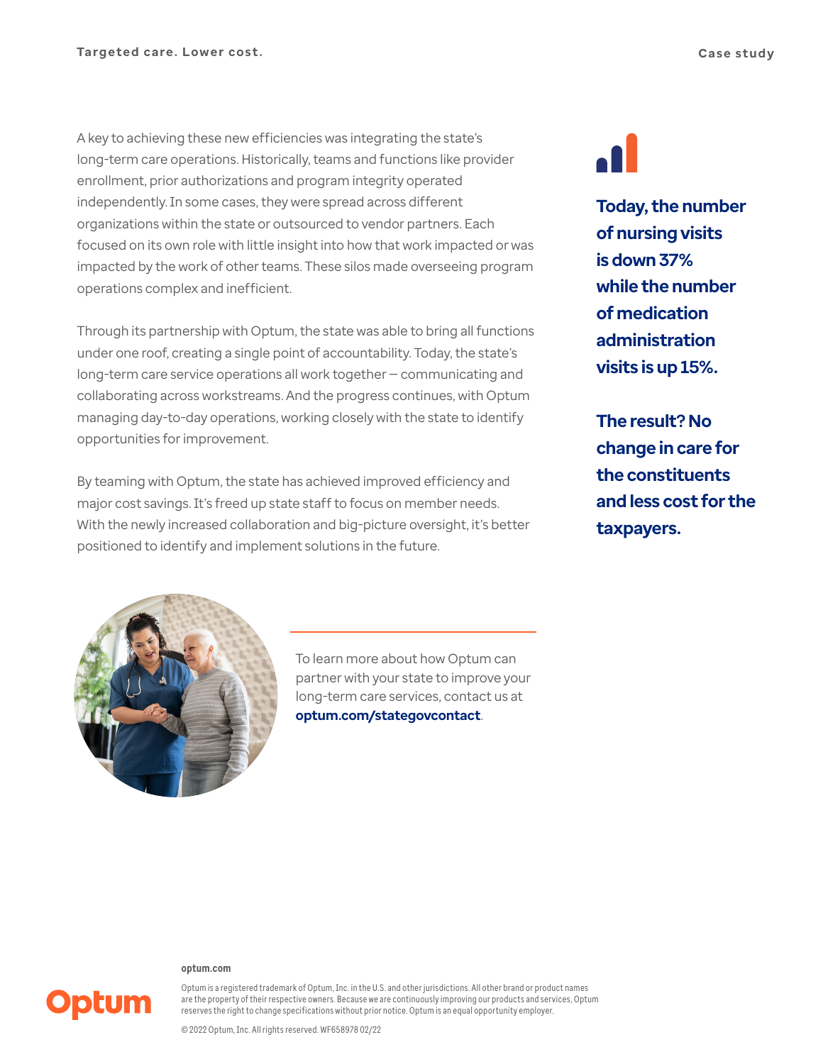A key to achieving these new efficiencies was integrating the state's long-term care operations. Historically, teams and functions like provider enrollment, prior authorizations and program integrity operated independently. In some cases, they were spread across different organizations within the state or outsourced to vendor partners. Each focused on its own role with little insight into how that work impacted or was impacted by the work of other teams. These silos made overseeing program operations complex and inefficient.

Through its partnership with Optum, the state was able to bring all functions under one roof, creating a single point of accountability. Today, the state's long-term care service operations all work together — communicating and collaborating across workstreams. And the progress continues, with Optum managing day-to-day operations, working closely with the state to identify opportunities for improvement.

By teaming with Optum, the state has achieved improved efficiency and major cost savings. It's freed up state staff to focus on member needs. With the newly increased collaboration and big-picture oversight, it's better positioned to identify and implement solutions in the future.

**Today, the number of nursing visits is down 37% while the number of medication administration visits is up 15%.**

**The result? No change in care for the constituents and less cost for the taxpayers.**

To learn more about how Optum can partner with your state to improve your long-term care services, contact us at **optum.com/stategovcontact**.

**optum.com**

Optum is a registered trademark of Optum, Inc. in the U.S. and other jurisdictions. All other brand or product names are the property of their respective owners. Because we are continuously improving our products and services, Optum reserves the right to change specifications without prior notice. Optum is an equal opportunity employer.

© 2022 Optum, Inc. All rights reserved. WF658978 02/22